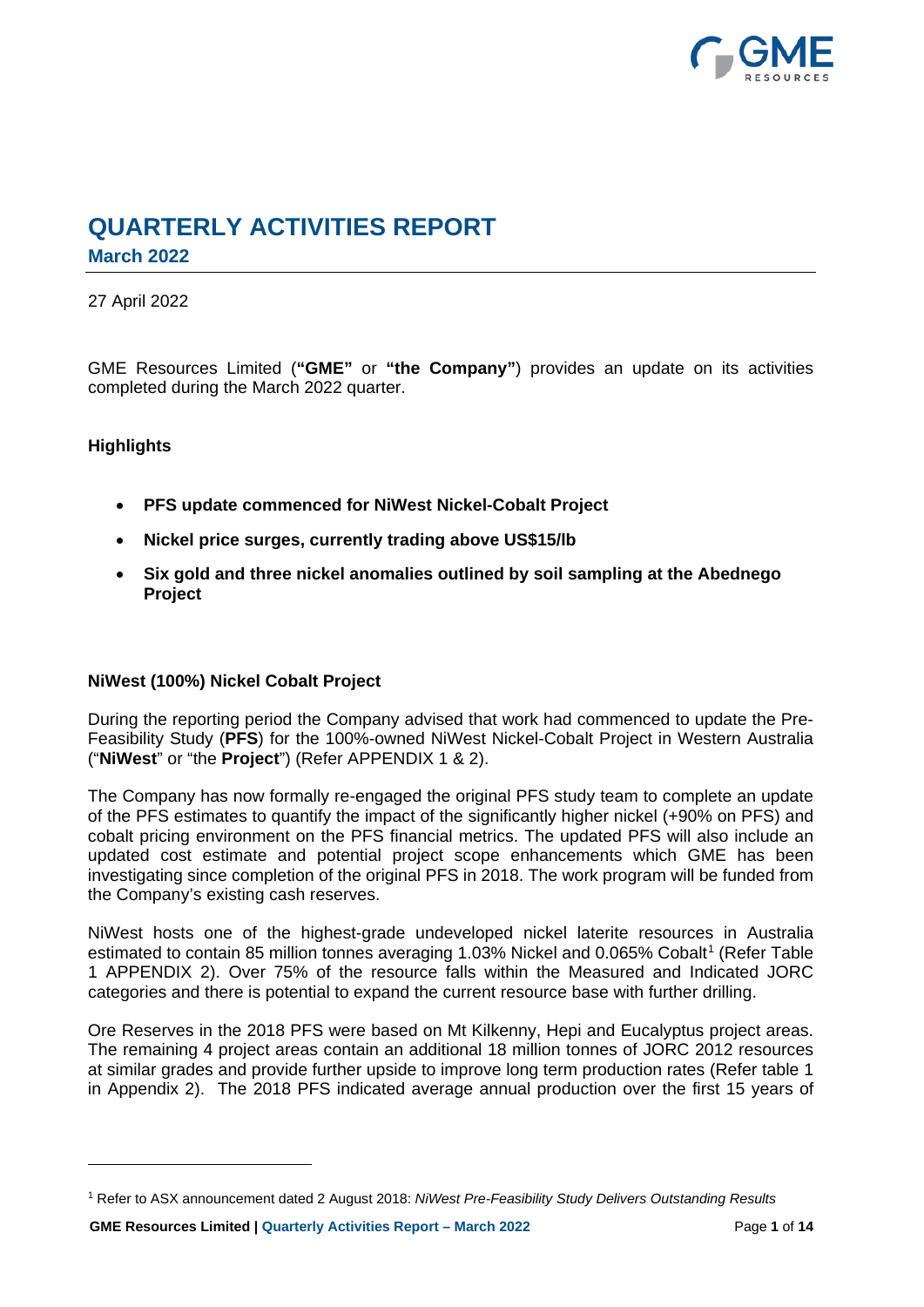# QUARTERLY ACTIVITIES REPORT

## March 2022

27 April 2022

GME Resources Limited (**"GME"** or **"the Company"**) provides an update on its activities completed during the March 2022 quarter.

### Highlights

- **PFS update commenced for NiWest Nickel-Cobalt Project**
- **Nickel price surges, currently trading above US$15/lb**
- **Six gold and three nickel anomalies outlined by soil sampling at the Abednego Project**

### NiWest (100%) Nickel Cobalt Project

During the reporting period the Company advised that work had commenced to update the Pre-Feasibility Study (**PFS**) for the 100%-owned NiWest Nickel-Cobalt Project in Western Australia ("**NiWest**" or "the **Project**") (Refer APPENDIX 1 & 2).

The Company has now formally re-engaged the original PFS study team to complete an update of the PFS estimates to quantify the impact of the significantly higher nickel (+90% on PFS) and cobalt pricing environment on the PFS financial metrics. The updated PFS will also include an updated cost estimate and potential project scope enhancements which GME has been investigating since completion of the original PFS in 2018. The work program will be funded from the Company's existing cash reserves.

NiWest hosts one of the highest-grade undeveloped nickel laterite resources in Australia estimated to contain 85 million tonnes averaging 1.03% Nickel and 0.065% Cobalt[1] (Refer Table 1 APPENDIX 2). Over 75% of the resource falls within the Measured and Indicated JORC categories and there is potential to expand the current resource base with further drilling.

Ore Reserves in the 2018 PFS were based on Mt Kilkenny, Hepi and Eucalyptus project areas. The remaining 4 project areas contain an additional 18 million tonnes of JORC 2012 resources at similar grades and provide further upside to improve long term production rates (Refer table 1 in Appendix 2). The 2018 PFS indicated average annual production over the first 15 years of

---

[1] Refer to ASX announcement dated 2 August 2018: *NiWest Pre-Feasibility Study Delivers Outstanding Results*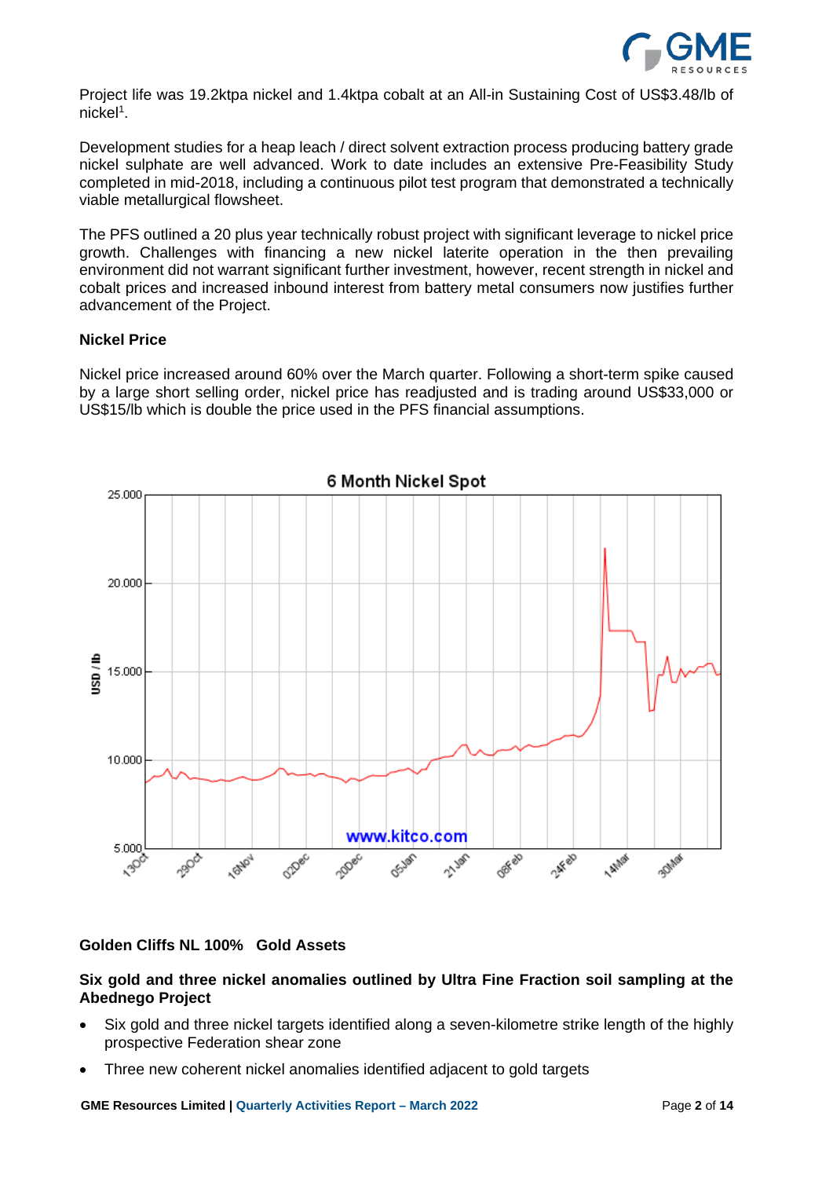Project life was 19.2ktpa nickel and 1.4ktpa cobalt at an All-in Sustaining Cost of US$3.48/lb of nickel[1].

Development studies for a heap leach / direct solvent extraction process producing battery grade nickel sulphate are well advanced. Work to date includes an extensive Pre-Feasibility Study completed in mid-2018, including a continuous pilot test program that demonstrated a technically viable metallurgical flowsheet.

The PFS outlined a 20 plus year technically robust project with significant leverage to nickel price growth. Challenges with financing a new nickel laterite operation in the then prevailing environment did not warrant significant further investment, however, recent strength in nickel and cobalt prices and increased inbound interest from battery metal consumers now justifies further advancement of the Project.

### Nickel Price

Nickel price increased around 60% over the March quarter. Following a short-term spike caused by a large short selling order, nickel price has readjusted and is trading around US$33,000 or US$15/lb which is double the price used in the PFS financial assumptions.

### Golden Cliffs NL 100% Gold Assets

#### Six gold and three nickel anomalies outlined by Ultra Fine Fraction soil sampling at the Abednego Project

- Six gold and three nickel targets identified along a seven-kilometre strike length of the highly prospective Federation shear zone
- Three new coherent nickel anomalies identified adjacent to gold targets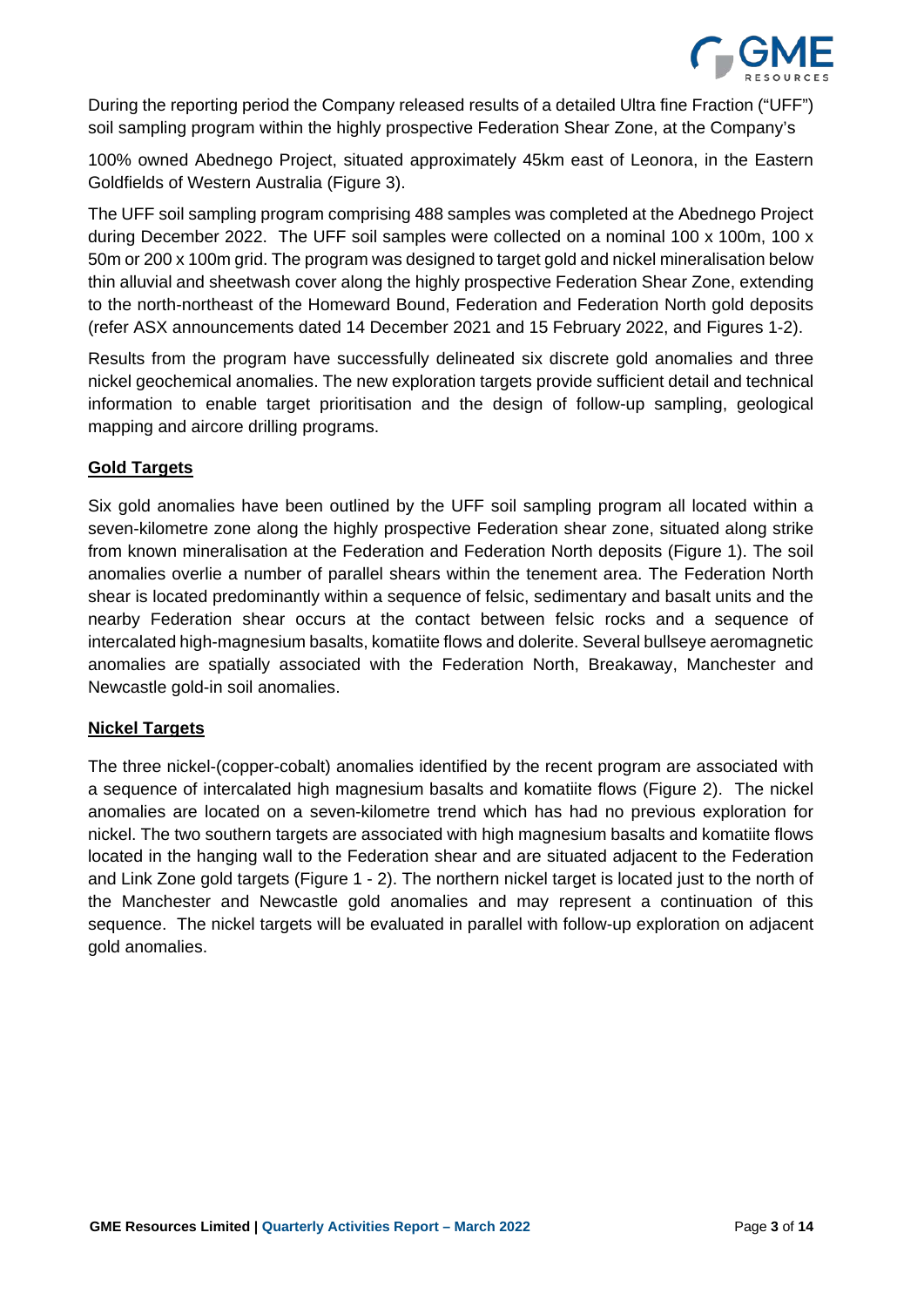During the reporting period the Company released results of a detailed Ultra fine Fraction ("UFF") soil sampling program within the highly prospective Federation Shear Zone, at the Company's

100% owned Abednego Project, situated approximately 45km east of Leonora, in the Eastern Goldfields of Western Australia (Figure 3).

The UFF soil sampling program comprising 488 samples was completed at the Abednego Project during December 2022. The UFF soil samples were collected on a nominal 100 x 100m, 100 x 50m or 200 x 100m grid. The program was designed to target gold and nickel mineralisation below thin alluvial and sheetwash cover along the highly prospective Federation Shear Zone, extending to the north-northeast of the Homeward Bound, Federation and Federation North gold deposits (refer ASX announcements dated 14 December 2021 and 15 February 2022, and Figures 1-2).

Results from the program have successfully delineated six discrete gold anomalies and three nickel geochemical anomalies. The new exploration targets provide sufficient detail and technical information to enable target prioritisation and the design of follow-up sampling, geological mapping and aircore drilling programs.

## Gold Targets

Six gold anomalies have been outlined by the UFF soil sampling program all located within a seven-kilometre zone along the highly prospective Federation shear zone, situated along strike from known mineralisation at the Federation and Federation North deposits (Figure 1). The soil anomalies overlie a number of parallel shears within the tenement area. The Federation North shear is located predominantly within a sequence of felsic, sedimentary and basalt units and the nearby Federation shear occurs at the contact between felsic rocks and a sequence of intercalated high-magnesium basalts, komatiite flows and dolerite. Several bullseye aeromagnetic anomalies are spatially associated with the Federation North, Breakaway, Manchester and Newcastle gold-in soil anomalies.

## Nickel Targets

The three nickel-(copper-cobalt) anomalies identified by the recent program are associated with a sequence of intercalated high magnesium basalts and komatiite flows (Figure 2). The nickel anomalies are located on a seven-kilometre trend which has had no previous exploration for nickel. The two southern targets are associated with high magnesium basalts and komatiite flows located in the hanging wall to the Federation shear and are situated adjacent to the Federation and Link Zone gold targets (Figure 1 - 2). The northern nickel target is located just to the north of the Manchester and Newcastle gold anomalies and may represent a continuation of this sequence. The nickel targets will be evaluated in parallel with follow-up exploration on adjacent gold anomalies.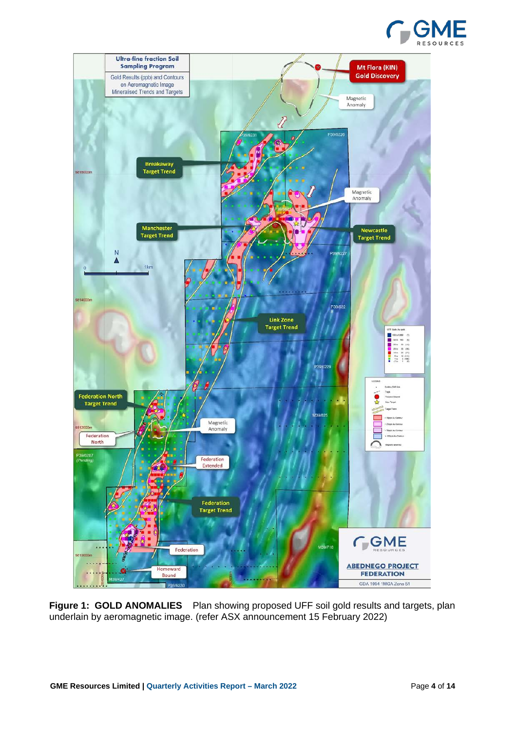**Figure 1: GOLD ANOMALIES** Plan showing proposed UFF soil gold results and targets, plan underlain by aeromagnetic image. (refer ASX announcement 15 February 2022)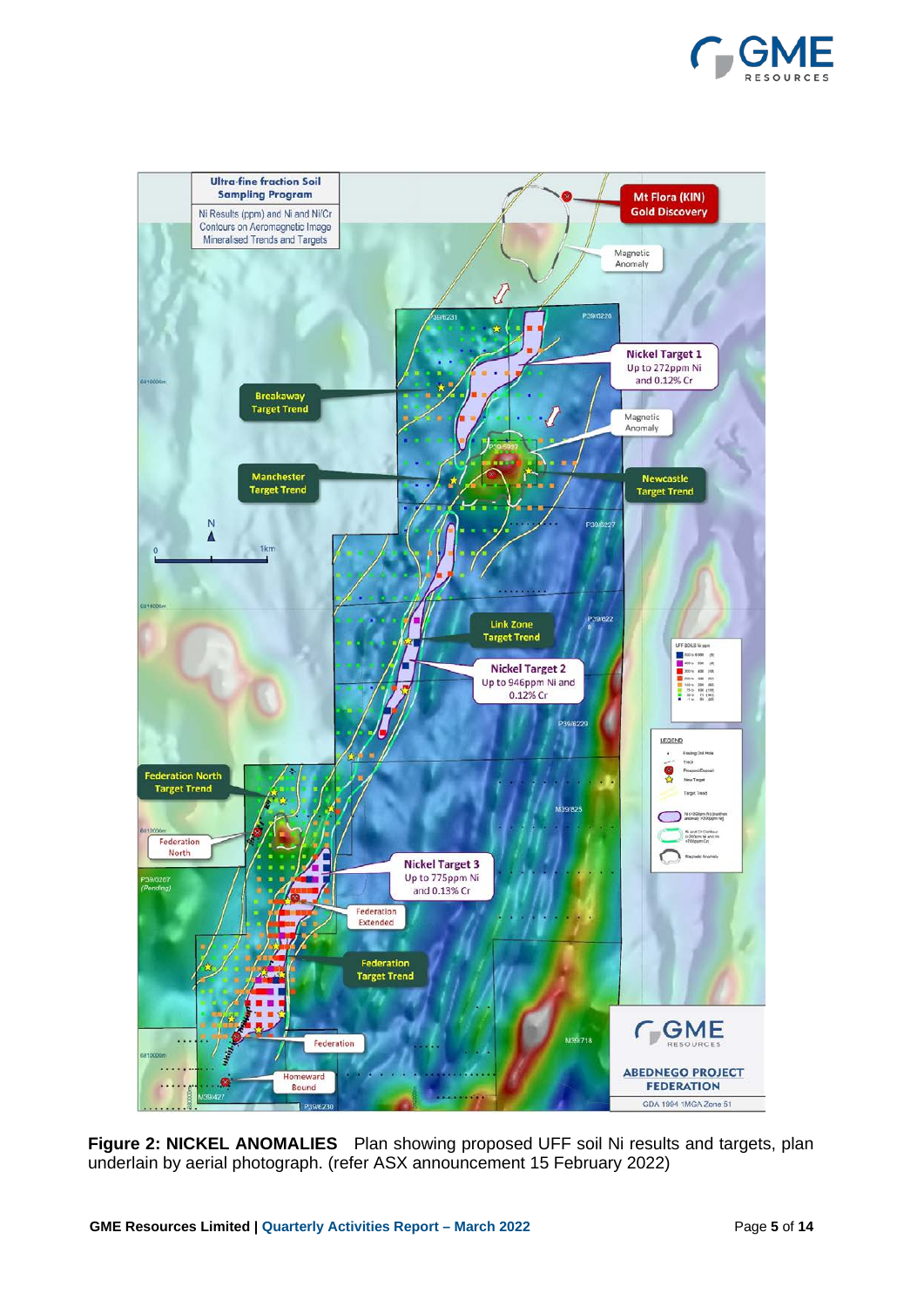**Figure 2: NICKEL ANOMALIES** Plan showing proposed UFF soil Ni results and targets, plan underlain by aerial photograph. (refer ASX announcement 15 February 2022)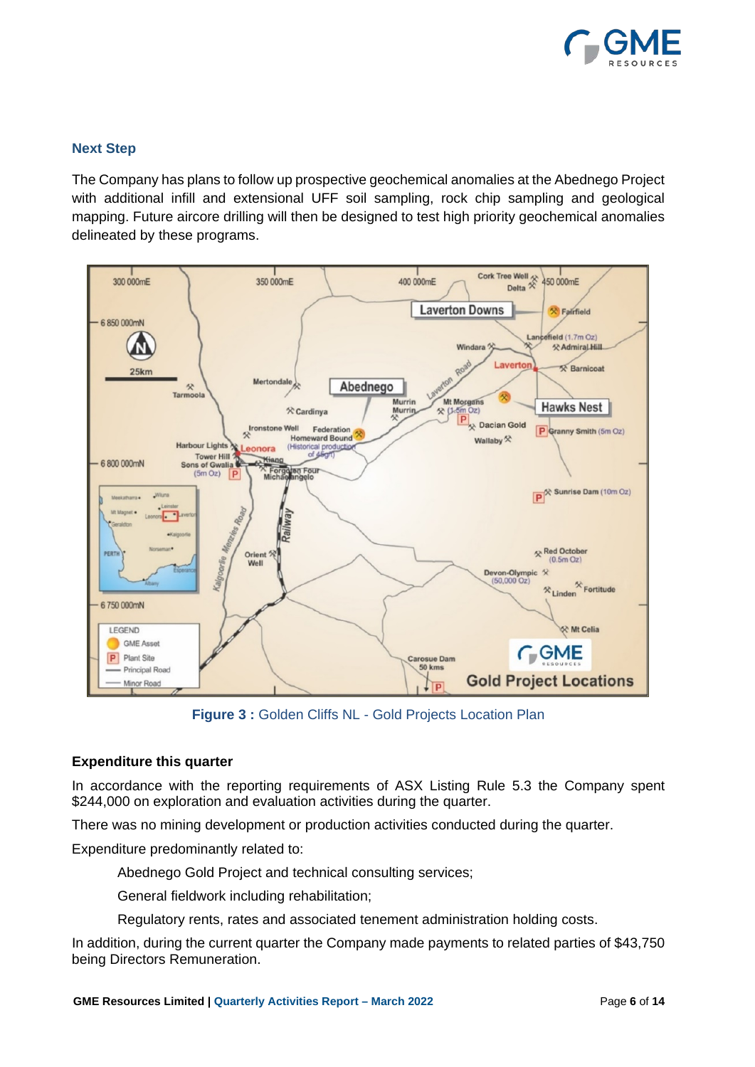### Next Step

The Company has plans to follow up prospective geochemical anomalies at the Abednego Project with additional infill and extensional UFF soil sampling, rock chip sampling and geological mapping. Future aircore drilling will then be designed to test high priority geochemical anomalies delineated by these programs.

**Figure 3 :** Golden Cliffs NL - Gold Projects Location Plan

**Expenditure this quarter**

In accordance with the reporting requirements of ASX Listing Rule 5.3 the Company spent $244,000 on exploration and evaluation activities during the quarter.

There was no mining development or production activities conducted during the quarter.

Expenditure predominantly related to:

- Abednego Gold Project and technical consulting services;
- General fieldwork including rehabilitation;
- Regulatory rents, rates and associated tenement administration holding costs.

In addition, during the current quarter the Company made payments to related parties of $43,750 being Directors Remuneration.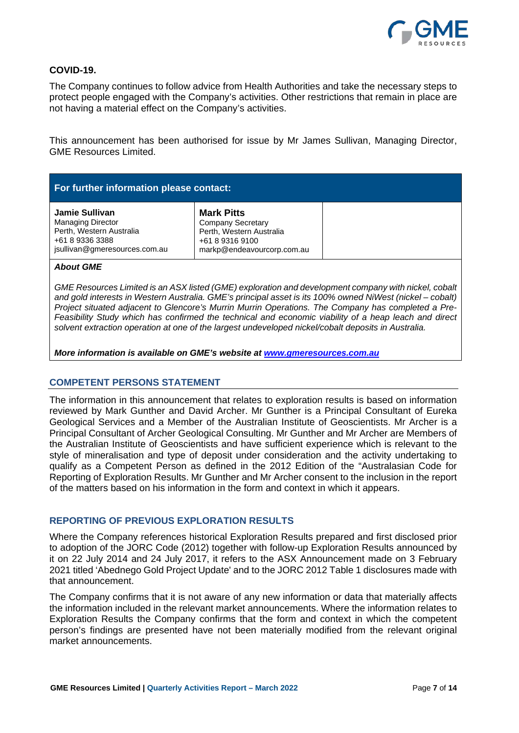### COVID-19.

The Company continues to follow advice from Health Authorities and take the necessary steps to protect people engaged with the Company's activities. Other restrictions that remain in place are not having a material effect on the Company's activities.

This announcement has been authorised for issue by Mr James Sullivan, Managing Director, GME Resources Limited.

| For further information please contact: | | |
|---|---|---|
| **Jamie Sullivan**<br>Managing Director<br>Perth, Western Australia<br>+61 8 9336 3388<br>jsullivan@gmeresources.com.au | **Mark Pitts**<br>Company Secretary<br>Perth, Western Australia<br>+61 8 9316 9100<br>markp@endeavourcorp.com.au | |

***About GME***

*GME Resources Limited is an ASX listed (GME) exploration and development company with nickel, cobalt and gold interests in Western Australia. GME's principal asset is its 100% owned NiWest (nickel – cobalt) Project situated adjacent to Glencore's Murrin Murrin Operations. The Company has completed a Pre-Feasibility Study which has confirmed the technical and economic viability of a heap leach and direct solvent extraction operation at one of the largest undeveloped nickel/cobalt deposits in Australia.*

***More information is available on GME's website at [www.gmeresources.com.au](http://www.gmeresources.com.au)***

## COMPETENT PERSONS STATEMENT

The information in this announcement that relates to exploration results is based on information reviewed by Mark Gunther and David Archer. Mr Gunther is a Principal Consultant of Eureka Geological Services and a Member of the Australian Institute of Geoscientists. Mr Archer is a Principal Consultant of Archer Geological Consulting. Mr Gunther and Mr Archer are Members of the Australian Institute of Geoscientists and have sufficient experience which is relevant to the style of mineralisation and type of deposit under consideration and the activity undertaking to qualify as a Competent Person as defined in the 2012 Edition of the "Australasian Code for Reporting of Exploration Results. Mr Gunther and Mr Archer consent to the inclusion in the report of the matters based on his information in the form and context in which it appears.

## REPORTING OF PREVIOUS EXPLORATION RESULTS

Where the Company references historical Exploration Results prepared and first disclosed prior to adoption of the JORC Code (2012) together with follow-up Exploration Results announced by it on 22 July 2014 and 24 July 2017, it refers to the ASX Announcement made on 3 February 2021 titled 'Abednego Gold Project Update' and to the JORC 2012 Table 1 disclosures made with that announcement.

The Company confirms that it is not aware of any new information or data that materially affects the information included in the relevant market announcements. Where the information relates to Exploration Results the Company confirms that the form and context in which the competent person's findings are presented have not been materially modified from the relevant original market announcements.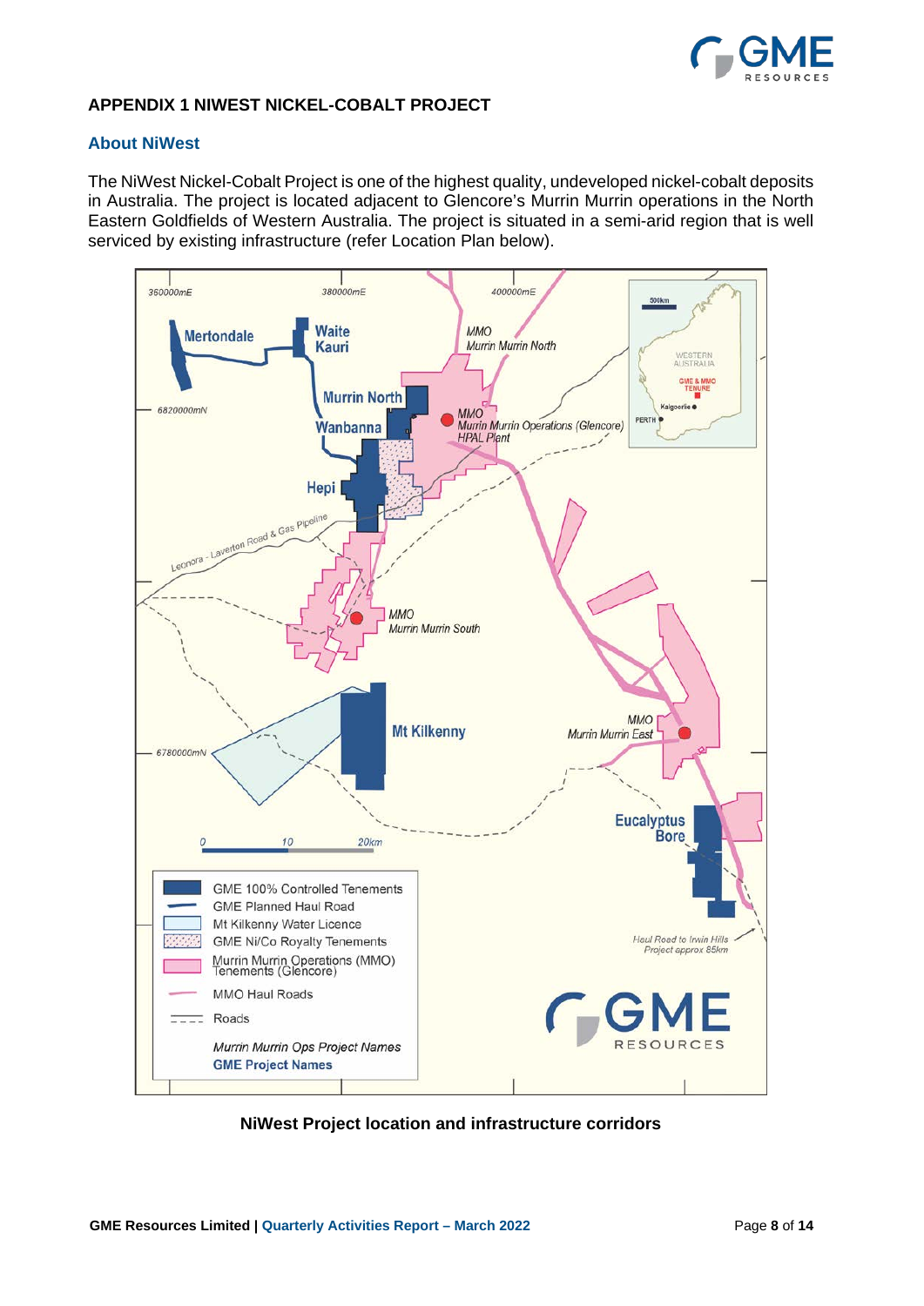## APPENDIX 1 NIWEST NICKEL-COBALT PROJECT

### About NiWest

The NiWest Nickel-Cobalt Project is one of the highest quality, undeveloped nickel-cobalt deposits in Australia. The project is located adjacent to Glencore's Murrin Murrin operations in the North Eastern Goldfields of Western Australia. The project is situated in a semi-arid region that is well serviced by existing infrastructure (refer Location Plan below).

**NiWest Project location and infrastructure corridors**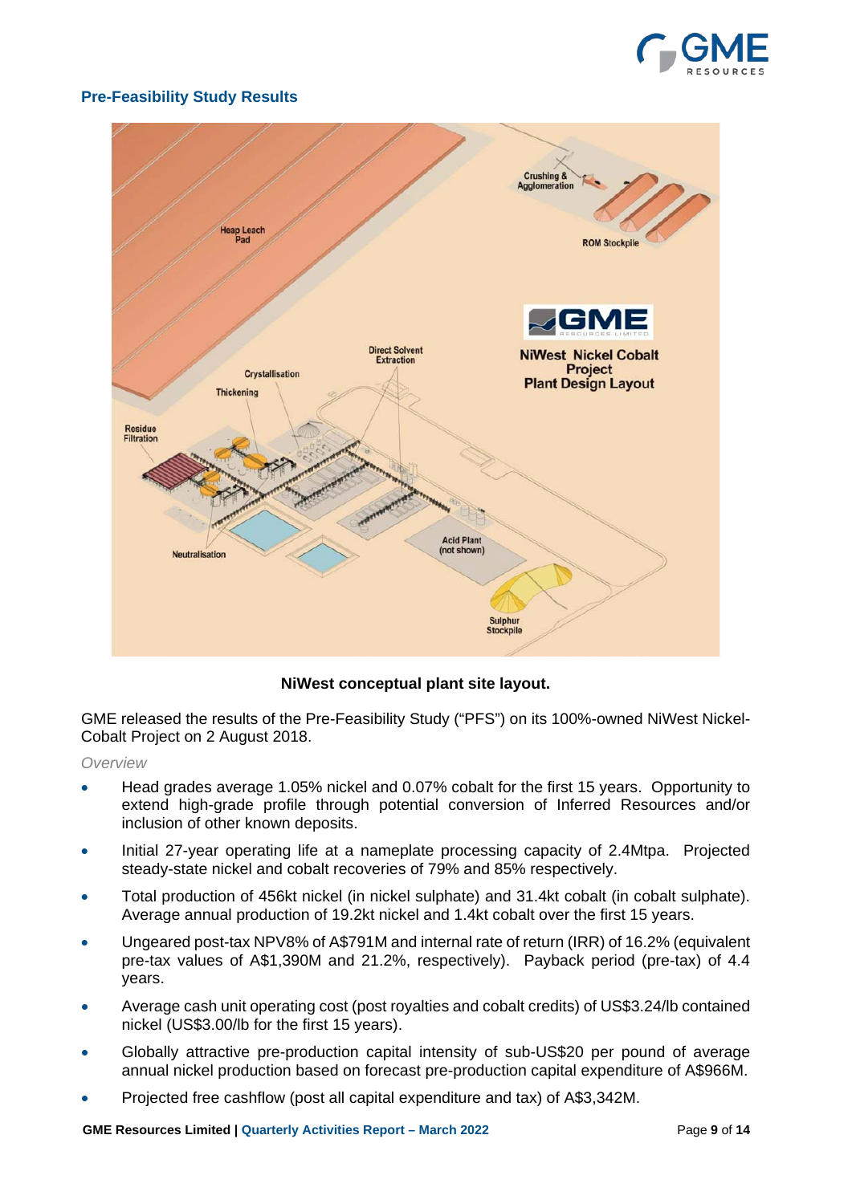## Pre-Feasibility Study Results

**NiWest conceptual plant site layout.**

GME released the results of the Pre-Feasibility Study ("PFS") on its 100%-owned NiWest Nickel-Cobalt Project on 2 August 2018.

*Overview*

- Head grades average 1.05% nickel and 0.07% cobalt for the first 15 years. Opportunity to extend high-grade profile through potential conversion of Inferred Resources and/or inclusion of other known deposits.
- Initial 27-year operating life at a nameplate processing capacity of 2.4Mtpa. Projected steady-state nickel and cobalt recoveries of 79% and 85% respectively.
- Total production of 456kt nickel (in nickel sulphate) and 31.4kt cobalt (in cobalt sulphate). Average annual production of 19.2kt nickel and 1.4kt cobalt over the first 15 years.
- Ungeared post-tax NPV8% of A$791M and internal rate of return (IRR) of 16.2% (equivalent pre-tax values of A$1,390M and 21.2%, respectively). Payback period (pre-tax) of 4.4 years.
- Average cash unit operating cost (post royalties and cobalt credits) of US$3.24/lb contained nickel (US$3.00/lb for the first 15 years).
- Globally attractive pre-production capital intensity of sub-US$20 per pound of average annual nickel production based on forecast pre-production capital expenditure of A$966M.
- Projected free cashflow (post all capital expenditure and tax) of A$3,342M.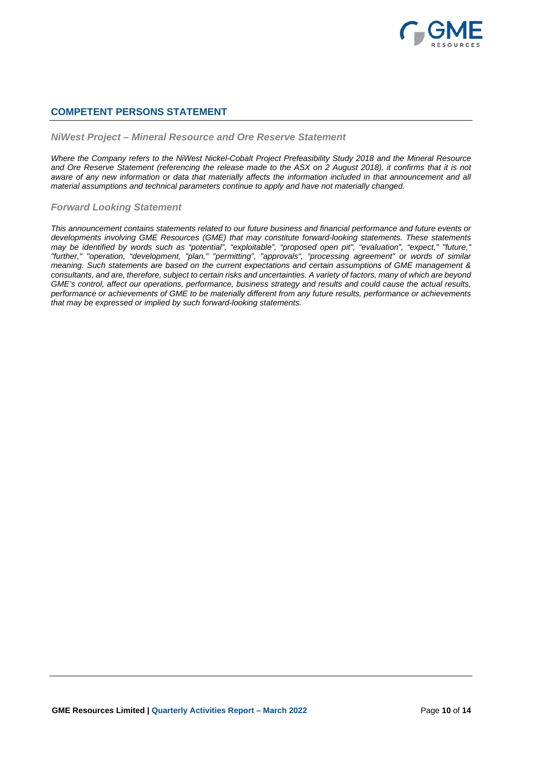## COMPETENT PERSONS STATEMENT

### *NiWest Project – Mineral Resource and Ore Reserve Statement*

*Where the Company refers to the NiWest Nickel-Cobalt Project Prefeasibility Study 2018 and the Mineral Resource and Ore Reserve Statement (referencing the release made to the ASX on 2 August 2018), it confirms that it is not aware of any new information or data that materially affects the information included in that announcement and all material assumptions and technical parameters continue to apply and have not materially changed.*

### *Forward Looking Statement*

*This announcement contains statements related to our future business and financial performance and future events or developments involving GME Resources (GME) that may constitute forward-looking statements. These statements may be identified by words such as "potential", "exploitable", "proposed open pit", "evaluation", "expect," "future," "further," "operation, "development, "plan," "permitting", "approvals", "processing agreement" or words of similar meaning. Such statements are based on the current expectations and certain assumptions of GME management & consultants, and are, therefore, subject to certain risks and uncertainties. A variety of factors, many of which are beyond GME's control, affect our operations, performance, business strategy and results and could cause the actual results, performance or achievements of GME to be materially different from any future results, performance or achievements that may be expressed or implied by such forward-looking statements.*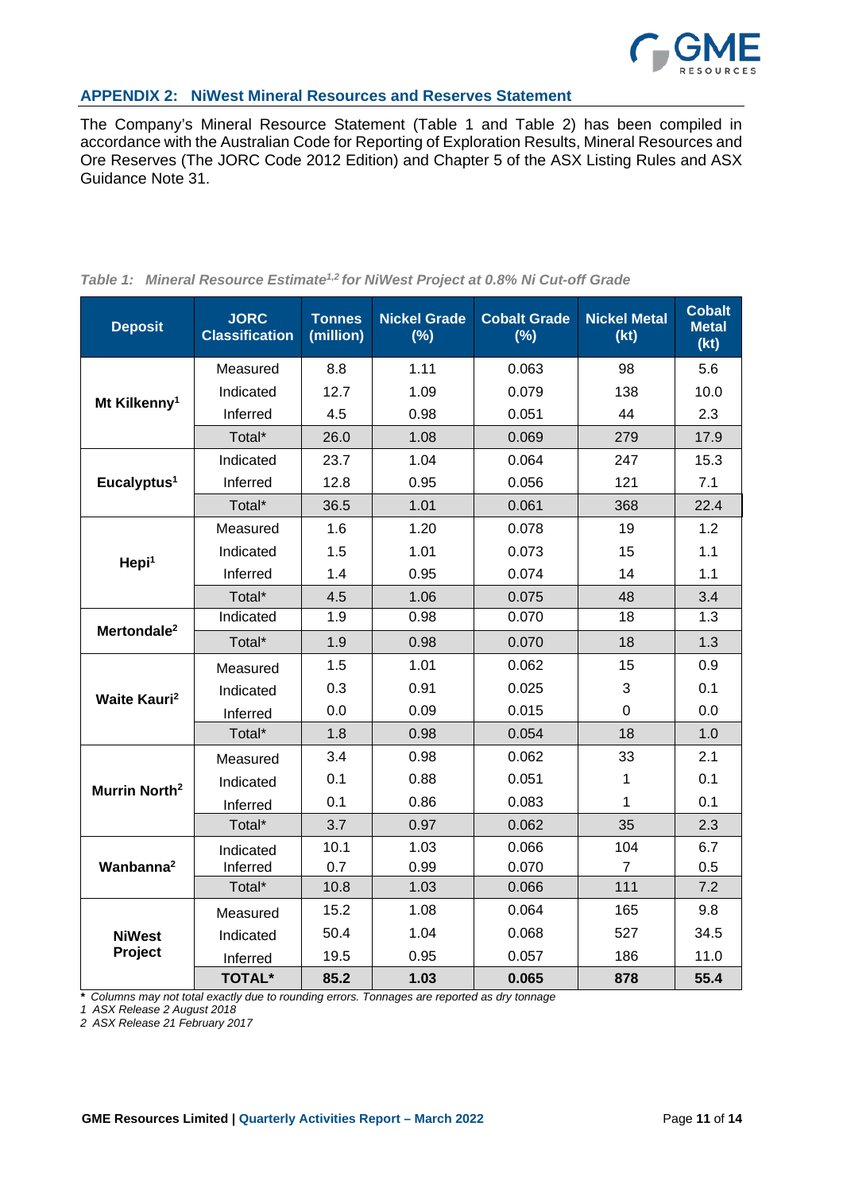## APPENDIX 2: NiWest Mineral Resources and Reserves Statement

The Company's Mineral Resource Statement (Table 1 and Table 2) has been compiled in accordance with the Australian Code for Reporting of Exploration Results, Mineral Resources and Ore Reserves (The JORC Code 2012 Edition) and Chapter 5 of the ASX Listing Rules and ASX Guidance Note 31.

*Table 1: Mineral Resource Estimate[1,2] for NiWest Project at 0.8% Ni Cut-off Grade*

| Deposit | JORC Classification | Tonnes (million) | Nickel Grade (%) | Cobalt Grade (%) | Nickel Metal (kt) | Cobalt Metal (kt) |
|---|---|---|---|---|---|---|
| **Mt Kilkenny[1]** | Measured | 8.8 | 1.11 | 0.063 | 98 | 5.6 |
| | Indicated | 12.7 | 1.09 | 0.079 | 138 | 10.0 |
| | Inferred | 4.5 | 0.98 | 0.051 | 44 | 2.3 |
| | Total* | 26.0 | 1.08 | 0.069 | 279 | 17.9 |
| **Eucalyptus[1]** | Indicated | 23.7 | 1.04 | 0.064 | 247 | 15.3 |
| | Inferred | 12.8 | 0.95 | 0.056 | 121 | 7.1 |
| | Total* | 36.5 | 1.01 | 0.061 | 368 | 22.4 |
| **Hepi[1]** | Measured | 1.6 | 1.20 | 0.078 | 19 | 1.2 |
| | Indicated | 1.5 | 1.01 | 0.073 | 15 | 1.1 |
| | Inferred | 1.4 | 0.95 | 0.074 | 14 | 1.1 |
| | Total* | 4.5 | 1.06 | 0.075 | 48 | 3.4 |
| **Mertondale[2]** | Indicated | 1.9 | 0.98 | 0.070 | 18 | 1.3 |
| | Total* | 1.9 | 0.98 | 0.070 | 18 | 1.3 |
| **Waite Kauri[2]** | Measured | 1.5 | 1.01 | 0.062 | 15 | 0.9 |
| | Indicated | 0.3 | 0.91 | 0.025 | 3 | 0.1 |
| | Inferred | 0.0 | 0.09 | 0.015 | 0 | 0.0 |
| | Total* | 1.8 | 0.98 | 0.054 | 18 | 1.0 |
| **Murrin North[2]** | Measured | 3.4 | 0.98 | 0.062 | 33 | 2.1 |
| | Indicated | 0.1 | 0.88 | 0.051 | 1 | 0.1 |
| | Inferred | 0.1 | 0.86 | 0.083 | 1 | 0.1 |
| | Total* | 3.7 | 0.97 | 0.062 | 35 | 2.3 |
| **Wanbanna[2]** | Indicated | 10.1 | 1.03 | 0.066 | 104 | 6.7 |
| | Inferred | 0.7 | 0.99 | 0.070 | 7 | 0.5 |
| | Total* | 10.8 | 1.03 | 0.066 | 111 | 7.2 |
| **NiWest Project** | Measured | 15.2 | 1.08 | 0.064 | 165 | 9.8 |
| | Indicated | 50.4 | 1.04 | 0.068 | 527 | 34.5 |
| | Inferred | 19.5 | 0.95 | 0.057 | 186 | 11.0 |
| | **TOTAL*** | **85.2** | **1.03** | **0.065** | **878** | **55.4** |

*\* Columns may not total exactly due to rounding errors. Tonnages are reported as dry tonnage*

*1 ASX Release 2 August 2018*

*2 ASX Release 21 February 2017*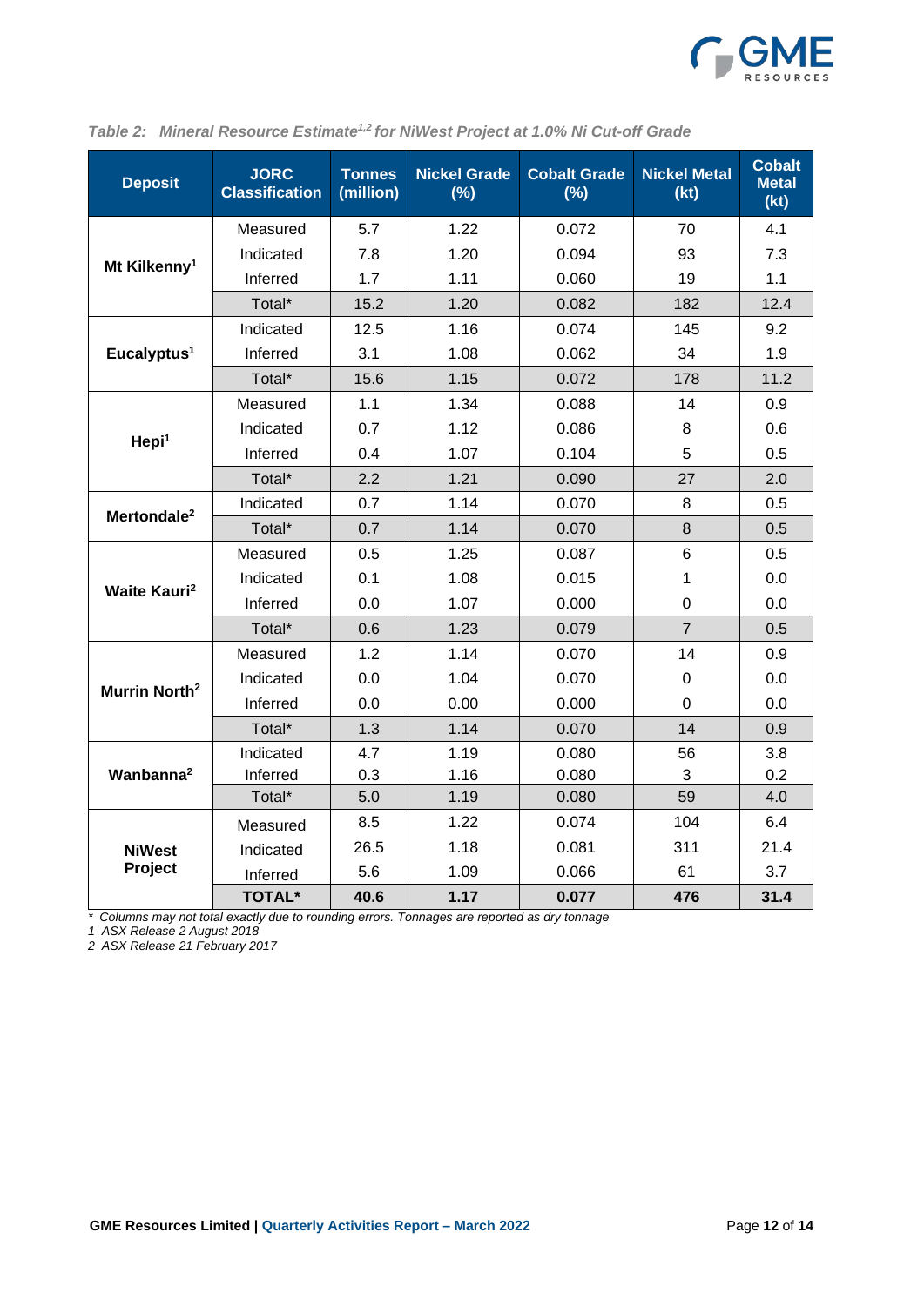*Table 2: Mineral Resource Estimate[1,2] for NiWest Project at 1.0% Ni Cut-off Grade*

| Deposit | JORC Classification | Tonnes (million) | Nickel Grade (%) | Cobalt Grade (%) | Nickel Metal (kt) | Cobalt Metal (kt) |
|---|---|---|---|---|---|---|
| **Mt Kilkenny[1]** | Measured | 5.7 | 1.22 | 0.072 | 70 | 4.1 |
| | Indicated | 7.8 | 1.20 | 0.094 | 93 | 7.3 |
| | Inferred | 1.7 | 1.11 | 0.060 | 19 | 1.1 |
| | Total* | 15.2 | 1.20 | 0.082 | 182 | 12.4 |
| **Eucalyptus[1]** | Indicated | 12.5 | 1.16 | 0.074 | 145 | 9.2 |
| | Inferred | 3.1 | 1.08 | 0.062 | 34 | 1.9 |
| | Total* | 15.6 | 1.15 | 0.072 | 178 | 11.2 |
| **Hepi[1]** | Measured | 1.1 | 1.34 | 0.088 | 14 | 0.9 |
| | Indicated | 0.7 | 1.12 | 0.086 | 8 | 0.6 |
| | Inferred | 0.4 | 1.07 | 0.104 | 5 | 0.5 |
| | Total* | 2.2 | 1.21 | 0.090 | 27 | 2.0 |
| **Mertondale[2]** | Indicated | 0.7 | 1.14 | 0.070 | 8 | 0.5 |
| | Total* | 0.7 | 1.14 | 0.070 | 8 | 0.5 |
| **Waite Kauri[2]** | Measured | 0.5 | 1.25 | 0.087 | 6 | 0.5 |
| | Indicated | 0.1 | 1.08 | 0.015 | 1 | 0.0 |
| | Inferred | 0.0 | 1.07 | 0.000 | 0 | 0.0 |
| | Total* | 0.6 | 1.23 | 0.079 | 7 | 0.5 |
| **Murrin North[2]** | Measured | 1.2 | 1.14 | 0.070 | 14 | 0.9 |
| | Indicated | 0.0 | 1.04 | 0.070 | 0 | 0.0 |
| | Inferred | 0.0 | 0.00 | 0.000 | 0 | 0.0 |
| | Total* | 1.3 | 1.14 | 0.070 | 14 | 0.9 |
| **Wanbanna[2]** | Indicated | 4.7 | 1.19 | 0.080 | 56 | 3.8 |
| | Inferred | 0.3 | 1.16 | 0.080 | 3 | 0.2 |
| | Total* | 5.0 | 1.19 | 0.080 | 59 | 4.0 |
| **NiWest Project** | Measured | 8.5 | 1.22 | 0.074 | 104 | 6.4 |
| | Indicated | 26.5 | 1.18 | 0.081 | 311 | 21.4 |
| | Inferred | 5.6 | 1.09 | 0.066 | 61 | 3.7 |
| | **TOTAL*** | **40.6** | **1.17** | **0.077** | **476** | **31.4** |

*\* Columns may not total exactly due to rounding errors. Tonnages are reported as dry tonnage*

*1 ASX Release 2 August 2018*

*2 ASX Release 21 February 2017*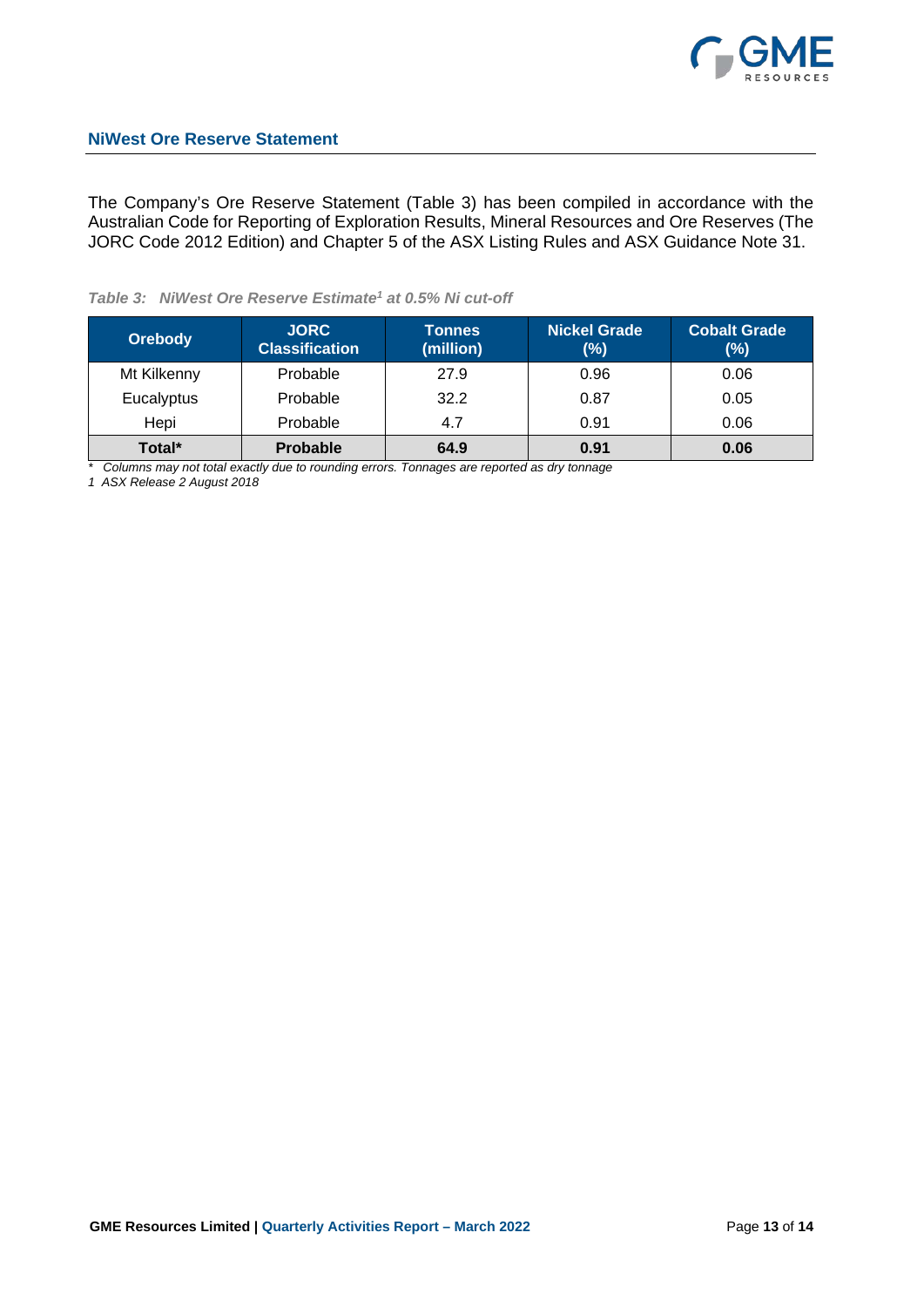## NiWest Ore Reserve Statement

The Company's Ore Reserve Statement (Table 3) has been compiled in accordance with the Australian Code for Reporting of Exploration Results, Mineral Resources and Ore Reserves (The JORC Code 2012 Edition) and Chapter 5 of the ASX Listing Rules and ASX Guidance Note 31.

*Table 3: NiWest Ore Reserve Estimate[1] at 0.5% Ni cut-off*

| Orebody | JORC Classification | Tonnes (million) | Nickel Grade (%) | Cobalt Grade (%) |
|---|---|---|---|---|
| Mt Kilkenny | Probable | 27.9 | 0.96 | 0.06 |
| Eucalyptus | Probable | 32.2 | 0.87 | 0.05 |
| Hepi | Probable | 4.7 | 0.91 | 0.06 |
| **Total*** | **Probable** | **64.9** | **0.91** | **0.06** |

*\* Columns may not total exactly due to rounding errors. Tonnages are reported as dry tonnage*

*1 ASX Release 2 August 2018*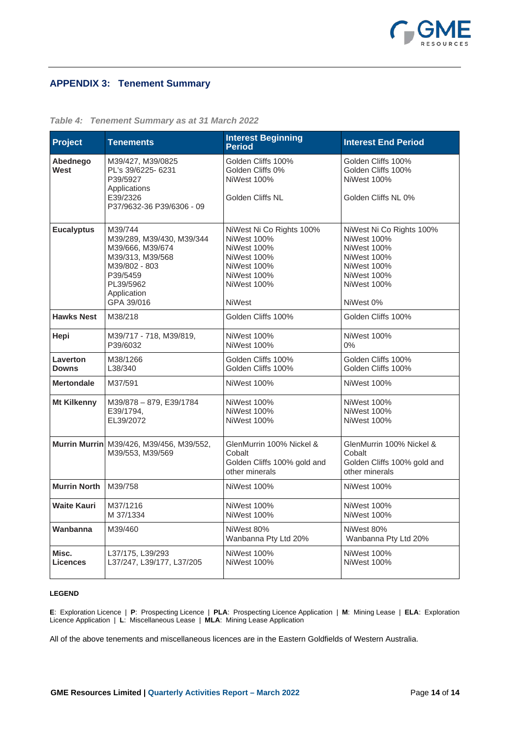## APPENDIX 3: Tenement Summary

*Table 4: Tenement Summary as at 31 March 2022*

| Project | Tenements | Interest Beginning Period | Interest End Period |
|---|---|---|---|
| **Abednego West** | M39/427, M39/0825<br>PL's 39/6225- 6231<br>P39/5927<br>Applications<br>E39/2326<br>P37/9632-36 P39/6306 - 09 | Golden Cliffs 100%<br>Golden Cliffs 0%<br>NiWest 100%<br><br>Golden Cliffs NL | Golden Cliffs 100%<br>Golden Cliffs 100%<br>NiWest 100%<br><br>Golden Cliffs NL 0% |
| **Eucalyptus** | M39/744<br>M39/289, M39/430, M39/344<br>M39/666, M39/674<br>M39/313, M39/568<br>M39/802 - 803<br>P39/5459<br>PL39/5962<br>Application<br>GPA 39/016 | NiWest Ni Co Rights 100%<br>NiWest 100%<br>NiWest 100%<br>NiWest 100%<br>NiWest 100%<br>NiWest 100%<br>NiWest 100%<br><br>NiWest | NiWest Ni Co Rights 100%<br>NiWest 100%<br>NiWest 100%<br>NiWest 100%<br>NiWest 100%<br>NiWest 100%<br>NiWest 100%<br><br>NiWest 0% |
| **Hawks Nest** | M38/218 | Golden Cliffs 100% | Golden Cliffs 100% |
| **Hepi** | M39/717 - 718, M39/819,<br>P39/6032 | NiWest 100%<br>NiWest 100% | NiWest 100%<br>0% |
| **Laverton Downs** | M38/1266<br>L38/340 | Golden Cliffs 100%<br>Golden Cliffs 100% | Golden Cliffs 100%<br>Golden Cliffs 100% |
| **Mertondale** | M37/591 | NiWest 100% | NiWest 100% |
| **Mt Kilkenny** | M39/878 – 879, E39/1784<br>E39/1794,<br>EL39/2072 | NiWest 100%<br>NiWest 100%<br>NiWest 100% | NiWest 100%<br>NiWest 100%<br>NiWest 100% |
| **Murrin Murrin** | M39/426, M39/456, M39/552,<br>M39/553, M39/569 | GlenMurrin 100% Nickel & Cobalt<br>Golden Cliffs 100% gold and other minerals | GlenMurrin 100% Nickel & Cobalt<br>Golden Cliffs 100% gold and other minerals |
| **Murrin North** | M39/758 | NiWest 100% | NiWest 100% |
| **Waite Kauri** | M37/1216<br>M 37/1334 | NiWest 100%<br>NiWest 100% | NiWest 100%<br>NiWest 100% |
| **Wanbanna** | M39/460 | NiWest 80%<br>Wanbanna Pty Ltd 20% | NiWest 80%<br>Wanbanna Pty Ltd 20% |
| **Misc. Licences** | L37/175, L39/293<br>L37/247, L39/177, L37/205 | NiWest 100%<br>NiWest 100% | NiWest 100%<br>NiWest 100% |

**LEGEND**

**E**: Exploration Licence | **P**: Prospecting Licence | **PLA**: Prospecting Licence Application | **M**: Mining Lease | **ELA**: Exploration Licence Application | **L**: Miscellaneous Lease | **MLA**: Mining Lease Application

All of the above tenements and miscellaneous licences are in the Eastern Goldfields of Western Australia.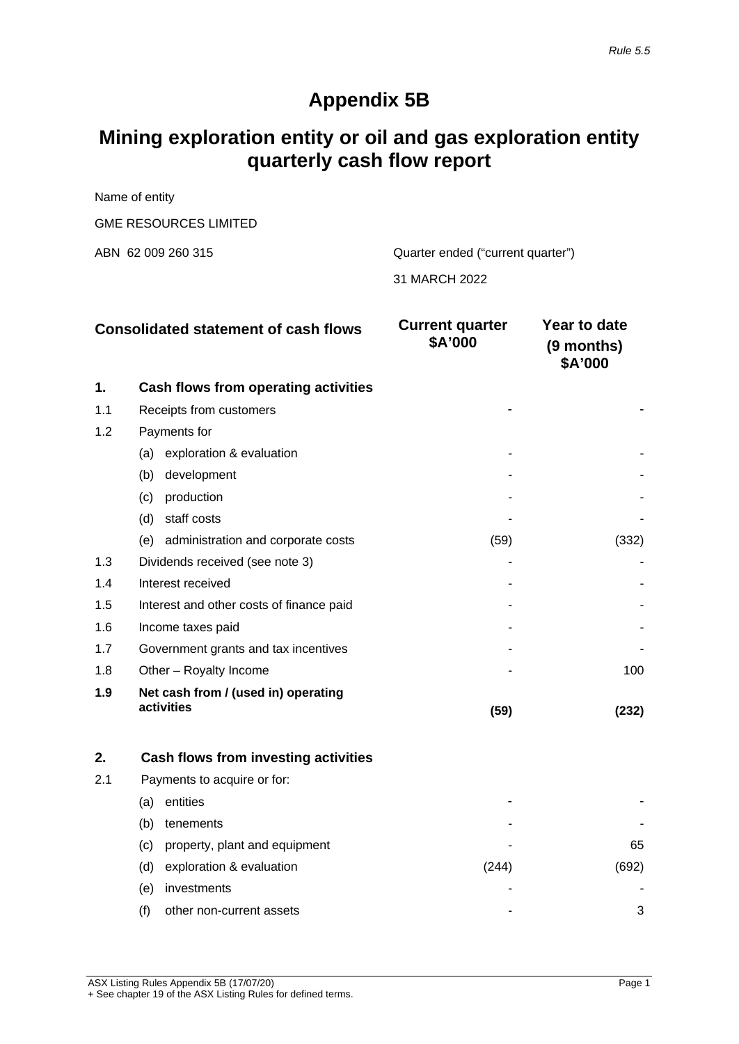*Rule 5.5*

# Appendix 5B

# Mining exploration entity or oil and gas exploration entity quarterly cash flow report

Name of entity

GME RESOURCES LIMITED

| ABN | Quarter ended ("current quarter") |
|---|---|
| ABN 62 009 260 315 | 31 MARCH 2022 |

| | Consolidated statement of cash flows | Current quarter $A'000 | Year to date (9 months) $A'000 |
|---|---|---|---|
| **1.** | **Cash flows from operating activities** | | |
| 1.1 | Receipts from customers | - | - |
| 1.2 | Payments for | | |
| | (a) exploration & evaluation | - | - |
| | (b) development | - | - |
| | (c) production | - | - |
| | (d) staff costs | - | - |
| | (e) administration and corporate costs | (59) | (332) |
| 1.3 | Dividends received (see note 3) | - | - |
| 1.4 | Interest received | - | - |
| 1.5 | Interest and other costs of finance paid | - | - |
| 1.6 | Income taxes paid | - | - |
| 1.7 | Government grants and tax incentives | - | - |
| 1.8 | Other – Royalty Income | - | 100 |
| **1.9** | **Net cash from / (used in) operating activities** | **(59)** | **(232)** |
| | | | |
| **2.** | **Cash flows from investing activities** | | |
| 2.1 | Payments to acquire or for: | | |
| | (a) entities | - | - |
| | (b) tenements | - | - |
| | (c) property, plant and equipment | - | 65 |
| | (d) exploration & evaluation | (244) | (692) |
| | (e) investments | - | - |
| | (f) other non-current assets | - | 3 |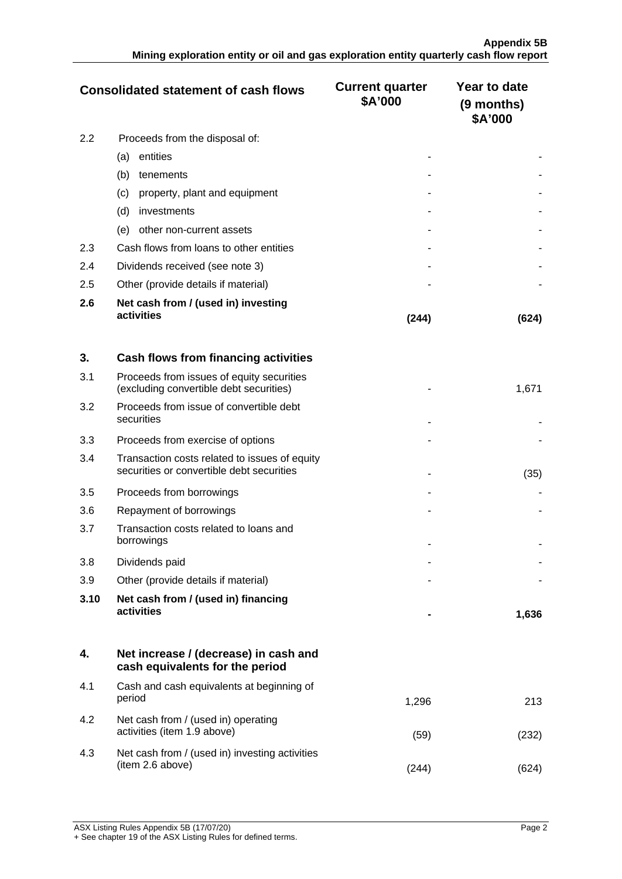| | Consolidated statement of cash flows | Current quarter $A'000 | Year to date (9 months) $A'000 |
|---|---|---|---|
| 2.2 | Proceeds from the disposal of: | | |
| | (a) entities | - | - |
| | (b) tenements | - | - |
| | (c) property, plant and equipment | - | - |
| | (d) investments | - | - |
| | (e) other non-current assets | - | - |
| 2.3 | Cash flows from loans to other entities | - | - |
| 2.4 | Dividends received (see note 3) | - | - |
| 2.5 | Other (provide details if material) | - | - |
| **2.6** | **Net cash from / (used in) investing activities** | **(244)** | **(624)** |
| | | | |
| **3.** | **Cash flows from financing activities** | | |
| 3.1 | Proceeds from issues of equity securities (excluding convertible debt securities) | - | 1,671 |
| 3.2 | Proceeds from issue of convertible debt securities | - | - |
| 3.3 | Proceeds from exercise of options | - | - |
| 3.4 | Transaction costs related to issues of equity securities or convertible debt securities | - | (35) |
| 3.5 | Proceeds from borrowings | - | - |
| 3.6 | Repayment of borrowings | - | - |
| 3.7 | Transaction costs related to loans and borrowings | - | - |
| 3.8 | Dividends paid | - | - |
| 3.9 | Other (provide details if material) | - | - |
| **3.10** | **Net cash from / (used in) financing activities** | **-** | **1,636** |
| | | | |
| **4.** | **Net increase / (decrease) in cash and cash equivalents for the period** | | |
| 4.1 | Cash and cash equivalents at beginning of period | 1,296 | 213 |
| 4.2 | Net cash from / (used in) operating activities (item 1.9 above) | (59) | (232) |
| 4.3 | Net cash from / (used in) investing activities (item 2.6 above) | (244) | (624) |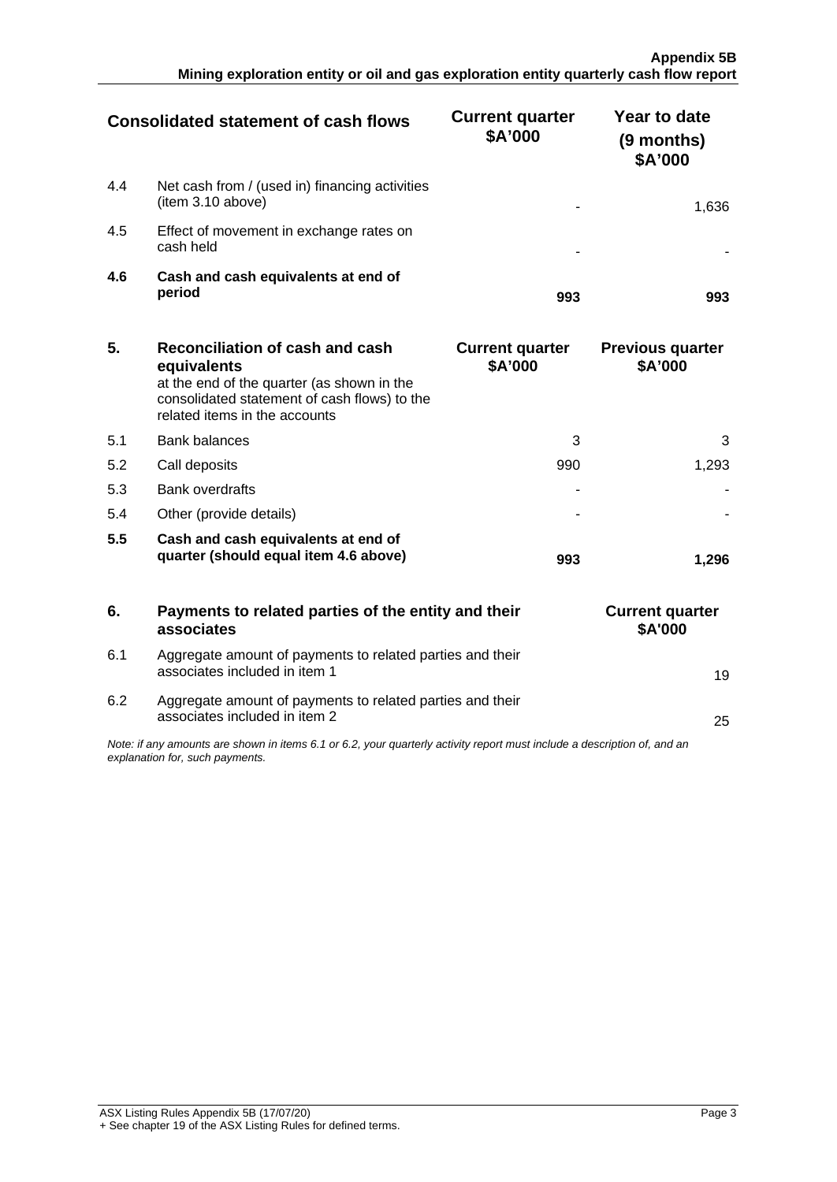| | Consolidated statement of cash flows | Current quarter $A'000 | Year to date (9 months) $A'000 |
|---|---|---|---|
| 4.4 | Net cash from / (used in) financing activities (item 3.10 above) | - | 1,636 |
| 4.5 | Effect of movement in exchange rates on cash held | - | - |
| **4.6** | **Cash and cash equivalents at end of period** | **993** | **993** |

| **5.** | **Reconciliation of cash and cash equivalents** at the end of the quarter (as shown in the consolidated statement of cash flows) to the related items in the accounts | **Current quarter $A'000** | **Previous quarter $A'000** |
|---|---|---|---|
| 5.1 | Bank balances | 3 | 3 |
| 5.2 | Call deposits | 990 | 1,293 |
| 5.3 | Bank overdrafts | - | - |
| 5.4 | Other (provide details) | - | - |
| **5.5** | **Cash and cash equivalents at end of quarter (should equal item 4.6 above)** | **993** | **1,296** |

| **6.** | **Payments to related parties of the entity and their associates** | **Current quarter $A'000** |
|---|---|---|
| 6.1 | Aggregate amount of payments to related parties and their associates included in item 1 | 19 |
| 6.2 | Aggregate amount of payments to related parties and their associates included in item 2 | 25 |

*Note: if any amounts are shown in items 6.1 or 6.2, your quarterly activity report must include a description of, and an explanation for, such payments.*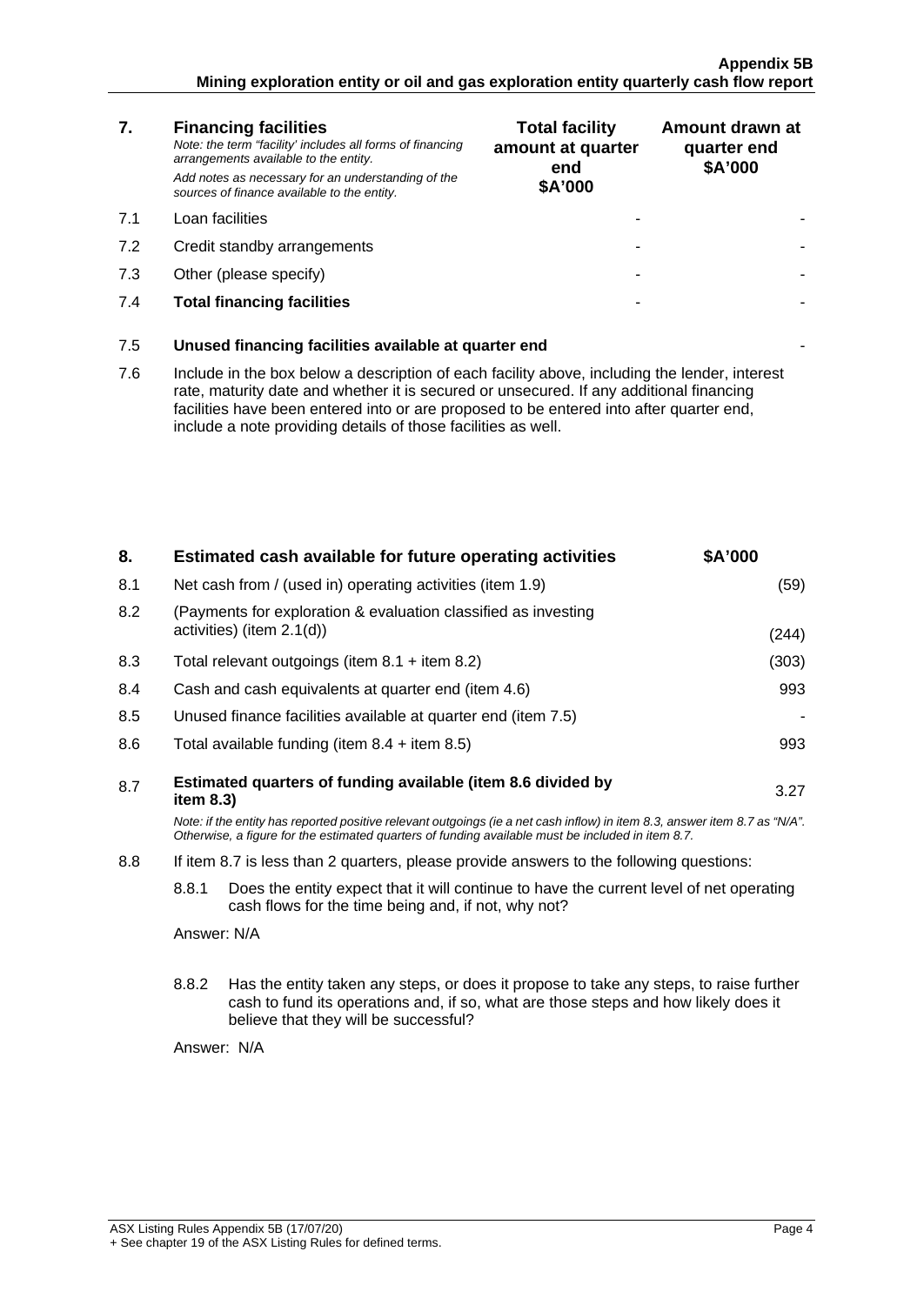| 7. | **Financing facilities**<br>*Note: the term "facility' includes all forms of financing arrangements available to the entity.*<br>*Add notes as necessary for an understanding of the sources of finance available to the entity.* | **Total facility amount at quarter end \$A'000** | **Amount drawn at quarter end \$A'000** |
|---|---|---|---|
| 7.1 | Loan facilities | - | - |
| 7.2 | Credit standby arrangements | - | - |
| 7.3 | Other (please specify) | - | - |
| 7.4 | **Total financing facilities** | - | - |

| | | |
|---|---|---|
| 7.5 | **Unused financing facilities available at quarter end** | - |

7.6 Include in the box below a description of each facility above, including the lender, interest rate, maturity date and whether it is secured or unsecured. If any additional financing facilities have been entered into or are proposed to be entered into after quarter end, include a note providing details of those facilities as well.

| 8. | **Estimated cash available for future operating activities** | **\$A'000** |
|---|---|---|
| 8.1 | Net cash from / (used in) operating activities (item 1.9) | (59) |
| 8.2 | (Payments for exploration & evaluation classified as investing activities) (item 2.1(d)) | (244) |
| 8.3 | Total relevant outgoings (item 8.1 + item 8.2) | (303) |
| 8.4 | Cash and cash equivalents at quarter end (item 4.6) | 993 |
| 8.5 | Unused finance facilities available at quarter end (item 7.5) | - |
| 8.6 | Total available funding (item 8.4 + item 8.5) | 993 |
| 8.7 | **Estimated quarters of funding available (item 8.6 divided by item 8.3)** | 3.27 |

*Note: if the entity has reported positive relevant outgoings (ie a net cash inflow) in item 8.3, answer item 8.7 as "N/A". Otherwise, a figure for the estimated quarters of funding available must be included in item 8.7.*

8.8 If item 8.7 is less than 2 quarters, please provide answers to the following questions:

8.8.1 Does the entity expect that it will continue to have the current level of net operating cash flows for the time being and, if not, why not?

Answer: N/A

8.8.2 Has the entity taken any steps, or does it propose to take any steps, to raise further cash to fund its operations and, if so, what are those steps and how likely does it believe that they will be successful?

Answer: N/A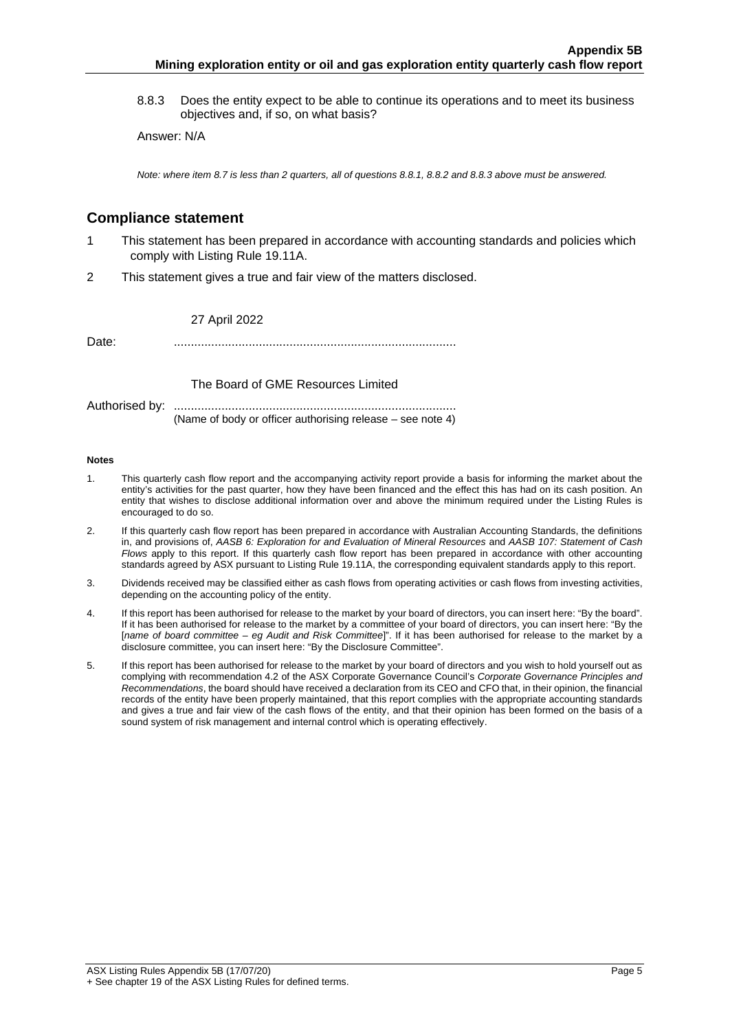8.8.3 Does the entity expect to be able to continue its operations and to meet its business objectives and, if so, on what basis?

Answer: N/A

*Note: where item 8.7 is less than 2 quarters, all of questions 8.8.1, 8.8.2 and 8.8.3 above must be answered.*

## Compliance statement

1 This statement has been prepared in accordance with accounting standards and policies which comply with Listing Rule 19.11A.

2 This statement gives a true and fair view of the matters disclosed.

Date: 27 April 2022

Authorised by: The Board of GME Resources Limited
(Name of body or officer authorising release – see note 4)

**Notes**

1. This quarterly cash flow report and the accompanying activity report provide a basis for informing the market about the entity's activities for the past quarter, how they have been financed and the effect this has had on its cash position. An entity that wishes to disclose additional information over and above the minimum required under the Listing Rules is encouraged to do so.
2. If this quarterly cash flow report has been prepared in accordance with Australian Accounting Standards, the definitions in, and provisions of, *AASB 6: Exploration for and Evaluation of Mineral Resources* and *AASB 107: Statement of Cash Flows* apply to this report. If this quarterly cash flow report has been prepared in accordance with other accounting standards agreed by ASX pursuant to Listing Rule 19.11A, the corresponding equivalent standards apply to this report.
3. Dividends received may be classified either as cash flows from operating activities or cash flows from investing activities, depending on the accounting policy of the entity.
4. If this report has been authorised for release to the market by your board of directors, you can insert here: "By the board". If it has been authorised for release to the market by a committee of your board of directors, you can insert here: "By the [*name of board committee – eg Audit and Risk Committee*]". If it has been authorised for release to the market by a disclosure committee, you can insert here: "By the Disclosure Committee".
5. If this report has been authorised for release to the market by your board of directors and you wish to hold yourself out as complying with recommendation 4.2 of the ASX Corporate Governance Council's *Corporate Governance Principles and Recommendations*, the board should have received a declaration from its CEO and CFO that, in their opinion, the financial records of the entity have been properly maintained, that this report complies with the appropriate accounting standards and gives a true and fair view of the cash flows of the entity, and that their opinion has been formed on the basis of a sound system of risk management and internal control which is operating effectively.